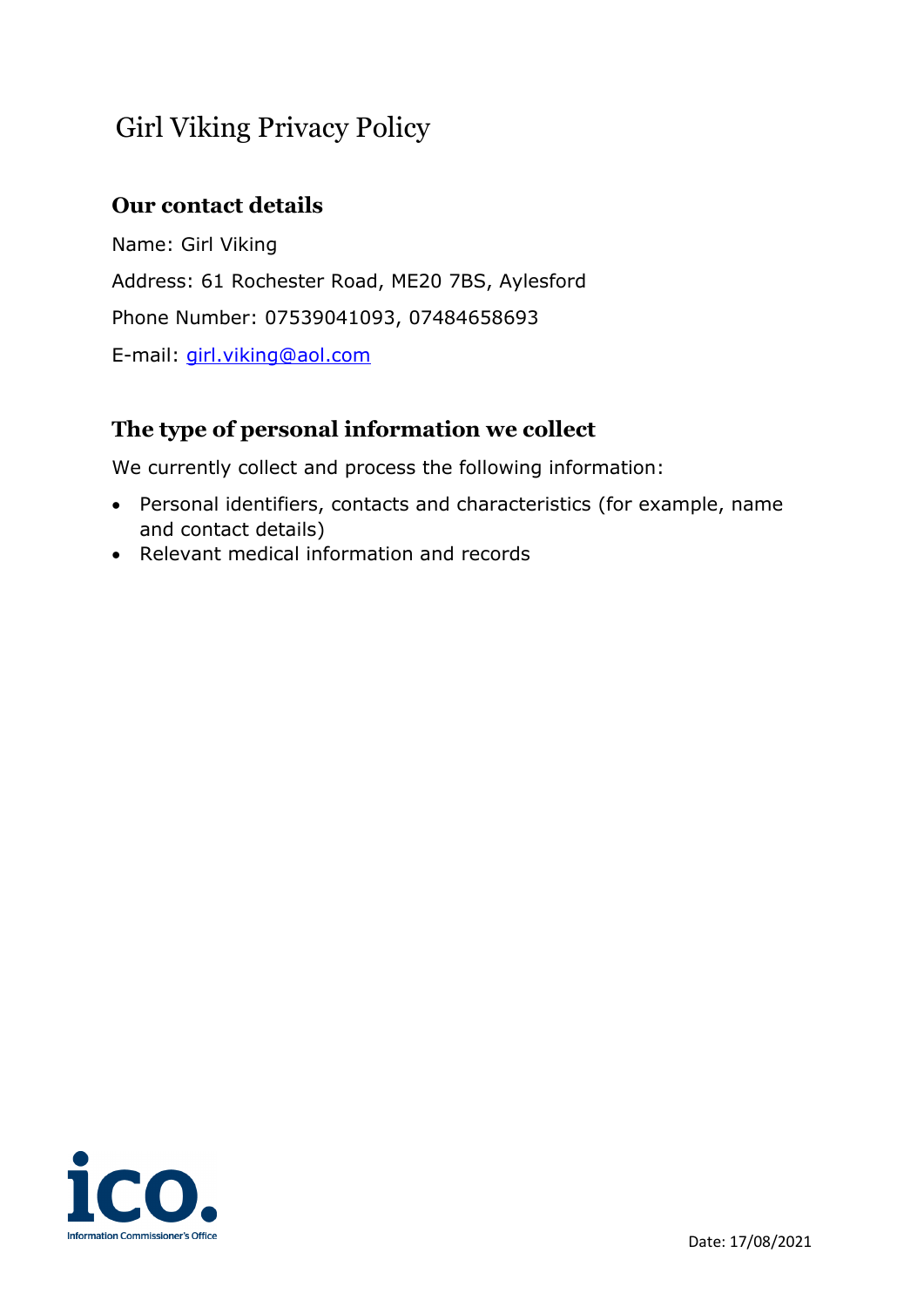# Girl Viking Privacy Policy

## Our contact details

Name: Girl Viking

Address: 61 Rochester Road, ME20 7BS, Aylesford

Phone Number: 07539041093, 07484658693

E-mail: girl.viking@aol.com

## The type of personal information we collect

We currently collect and process the following information:

- Personal identifiers, contacts and characteristics (for example, name and contact details)
- Relevant medical information and records

ico. Information Commissioner's Office

Date: 17/08/2021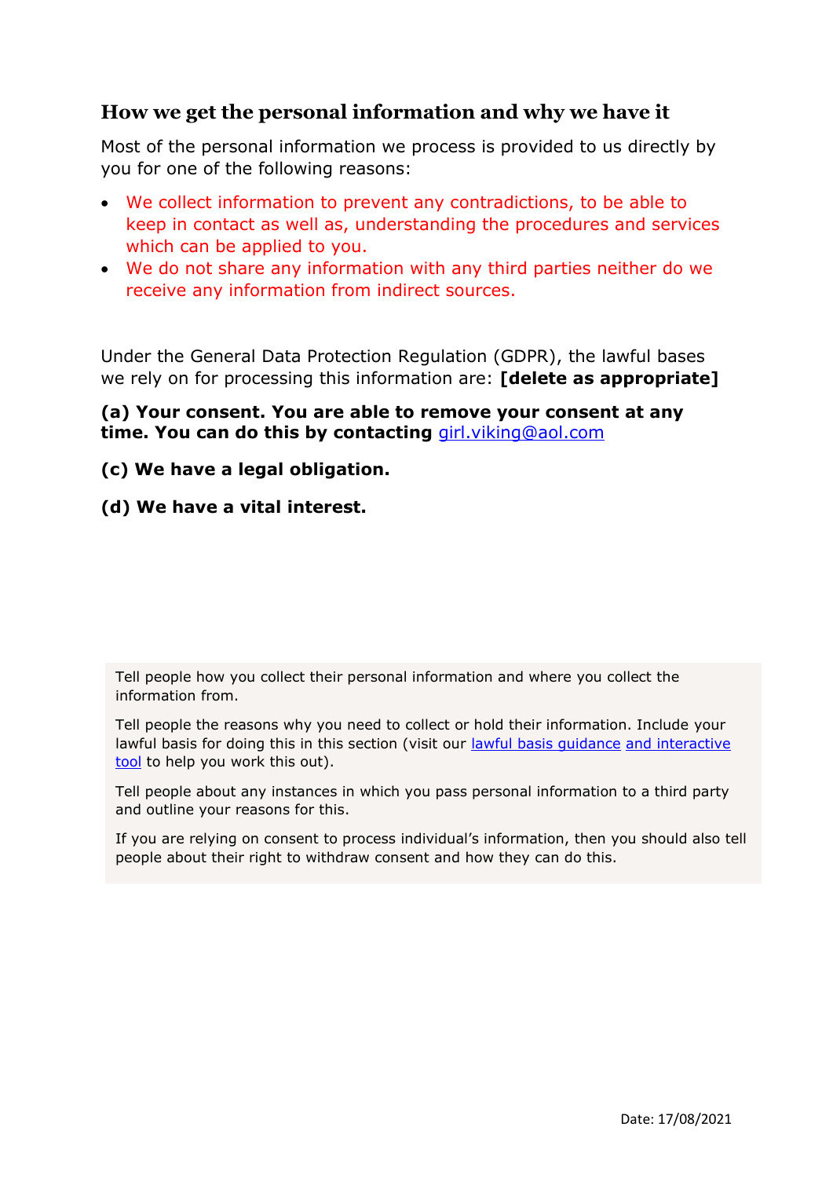## How we get the personal information and why we have it

Most of the personal information we process is provided to us directly by you for one of the following reasons:

- We collect information to prevent any contradictions, to be able to keep in contact as well as, understanding the procedures and services which can be applied to you.
- We do not share any information with any third parties neither do we receive any information from indirect sources.

Under the General Data Protection Regulation (GDPR), the lawful bases we rely on for processing this information are: **[delete as appropriate]**

**(a) Your consent. You are able to remove your consent at any time. You can do this by contacting** girl.viking@aol.com

**(c) We have a legal obligation.**

**(d) We have a vital interest.**

Tell people how you collect their personal information and where you collect the information from.

Tell people the reasons why you need to collect or hold their information. Include your lawful basis for doing this in this section (visit our lawful basis guidance and interactive tool to help you work this out).

Tell people about any instances in which you pass personal information to a third party and outline your reasons for this.

If you are relying on consent to process individual's information, then you should also tell people about their right to withdraw consent and how they can do this.

Date: 17/08/2021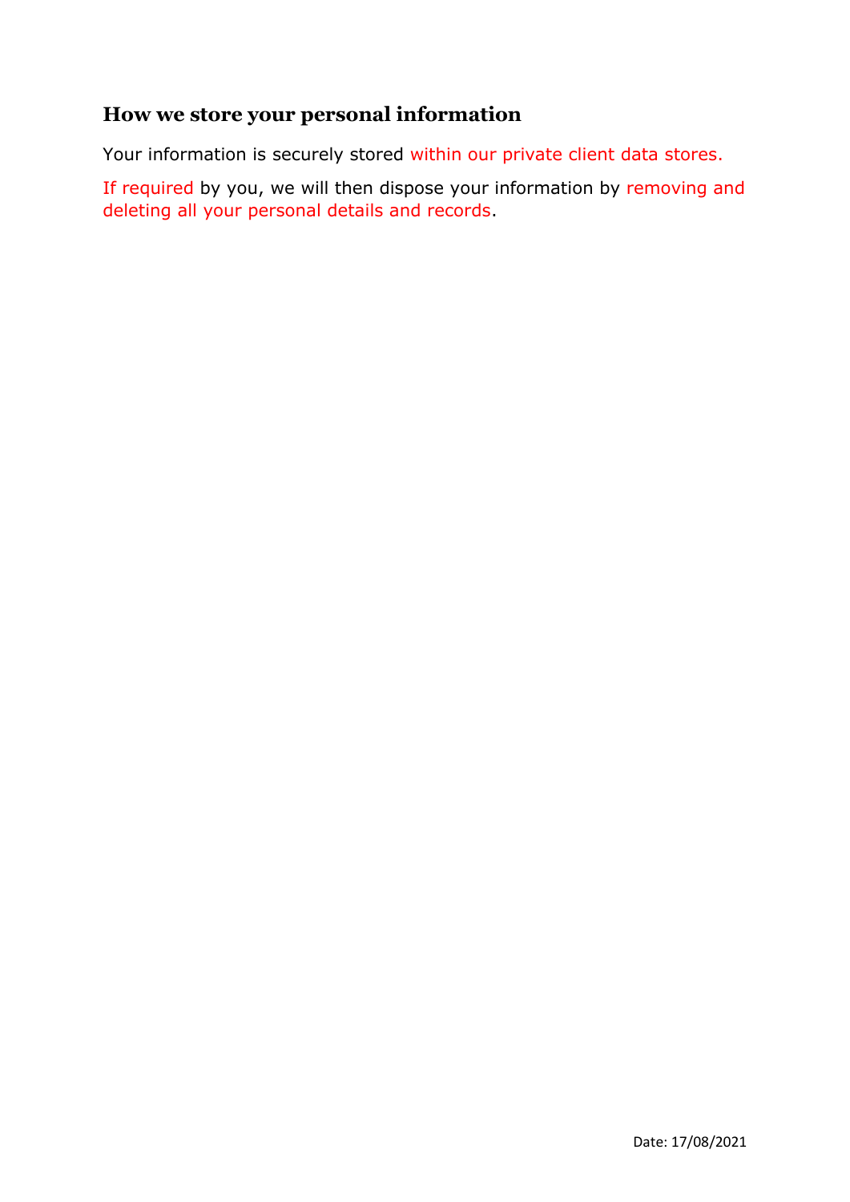## How we store your personal information

Your information is securely stored within our private client data stores.

If required by you, we will then dispose your information by removing and deleting all your personal details and records.

Date: 17/08/2021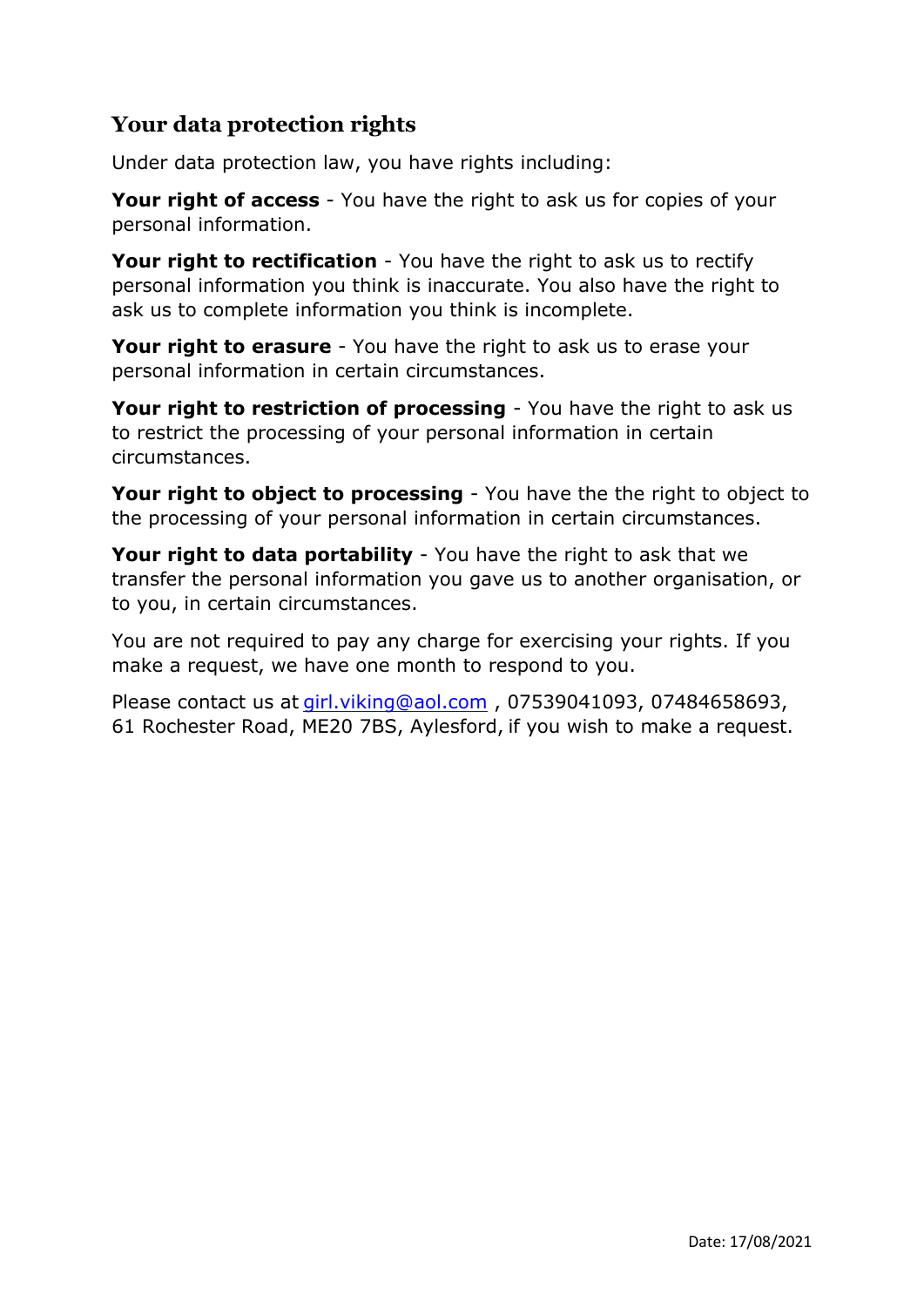## Your data protection rights

Under data protection law, you have rights including:

**Your right of access** - You have the right to ask us for copies of your personal information.

**Your right to rectification** - You have the right to ask us to rectify personal information you think is inaccurate. You also have the right to ask us to complete information you think is incomplete.

**Your right to erasure** - You have the right to ask us to erase your personal information in certain circumstances.

**Your right to restriction of processing** - You have the right to ask us to restrict the processing of your personal information in certain circumstances.

**Your right to object to processing** - You have the the right to object to the processing of your personal information in certain circumstances.

**Your right to data portability** - You have the right to ask that we transfer the personal information you gave us to another organisation, or to you, in certain circumstances.

You are not required to pay any charge for exercising your rights. If you make a request, we have one month to respond to you.

Please contact us at girl.viking@aol.com , 07539041093, 07484658693, 61 Rochester Road, ME20 7BS, Aylesford, if you wish to make a request.

Date: 17/08/2021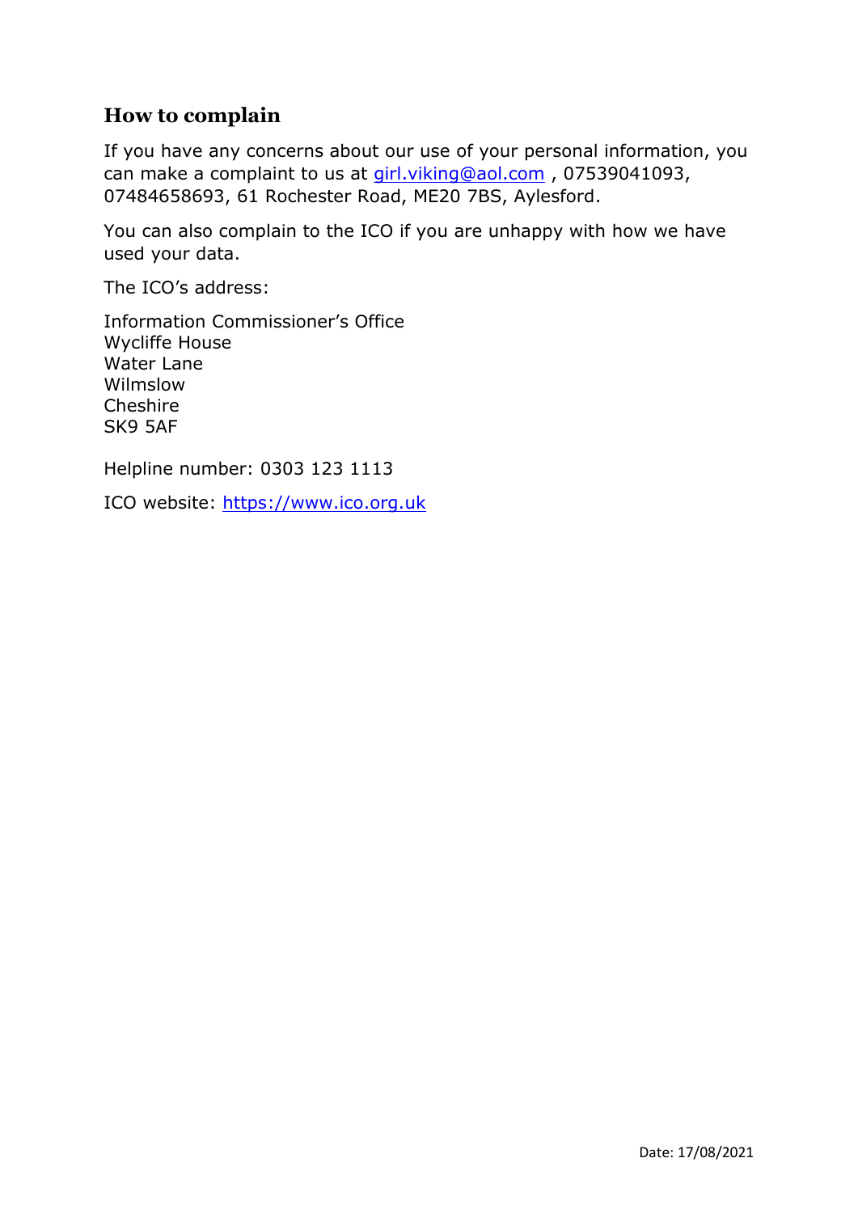## How to complain

If you have any concerns about our use of your personal information, you can make a complaint to us at girl.viking@aol.com , 07539041093, 07484658693, 61 Rochester Road, ME20 7BS, Aylesford.

You can also complain to the ICO if you are unhappy with how we have used your data.

The ICO's address:

Information Commissioner's Office
Wycliffe House
Water Lane
Wilmslow
Cheshire
SK9 5AF

Helpline number: 0303 123 1113

ICO website: https://www.ico.org.uk

Date: 17/08/2021